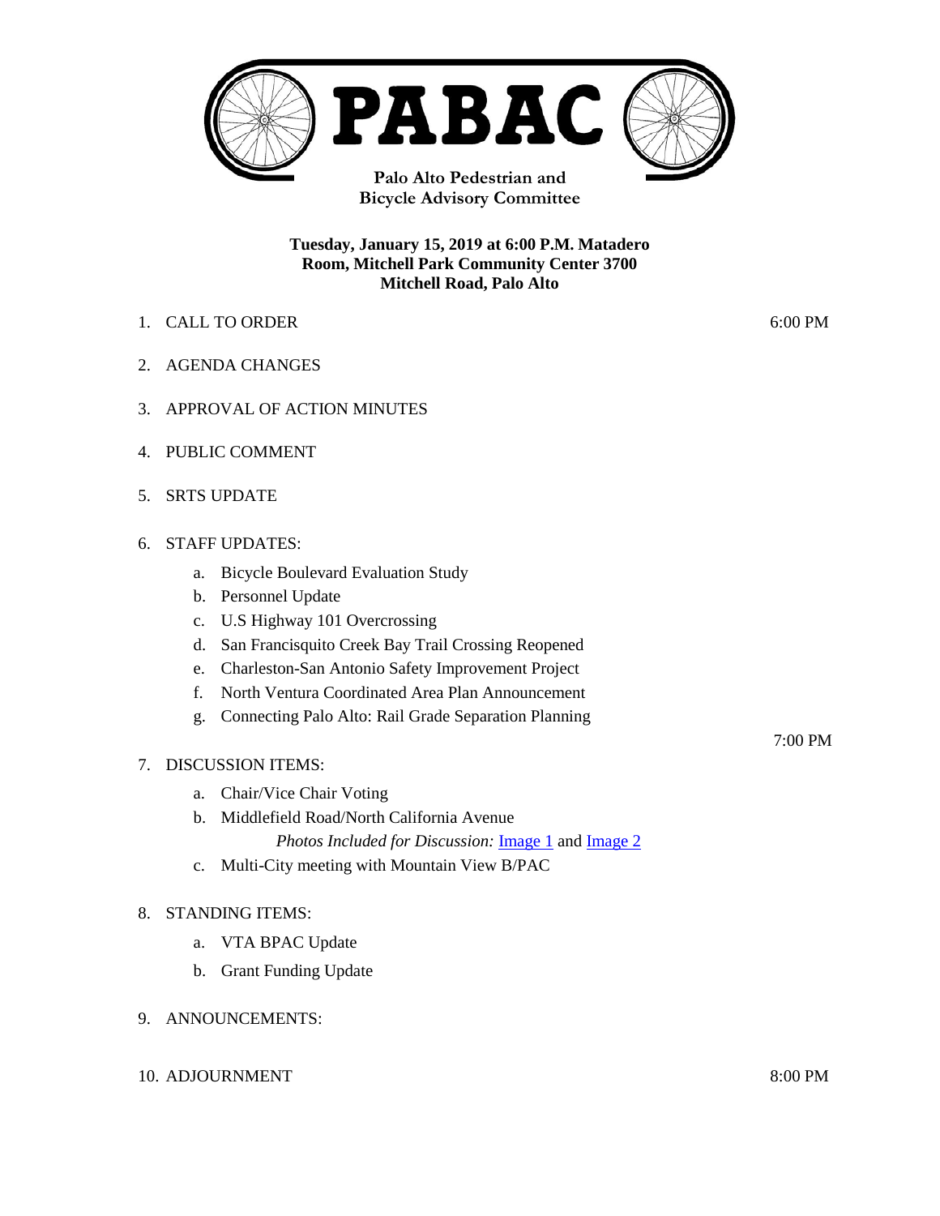# PABAC

**Palo Alto Pedestrian and Bicycle Advisory Committee**

**Tuesday, January 15, 2019 at 6:00 P.M. Matadero Room, Mitchell Park Community Center 3700 Mitchell Road, Palo Alto**

1. CALL TO ORDER — 6:00 PM
2. AGENDA CHANGES
3. APPROVAL OF ACTION MINUTES
4. PUBLIC COMMENT
5. SRTS UPDATE
6. STAFF UPDATES:
   a. Bicycle Boulevard Evaluation Study
   b. Personnel Update
   c. U.S Highway 101 Overcrossing
   d. San Francisquito Creek Bay Trail Crossing Reopened
   e. Charleston-San Antonio Safety Improvement Project
   f. North Ventura Coordinated Area Plan Announcement
   g. Connecting Palo Alto: Rail Grade Separation Planning

   7:00 PM

7. DISCUSSION ITEMS:
   a. Chair/Vice Chair Voting
   b. Middlefield Road/North California Avenue
      *Photos Included for Discussion:* Image 1 and Image 2
   c. Multi-City meeting with Mountain View B/PAC
8. STANDING ITEMS:
   a. VTA BPAC Update
   b. Grant Funding Update
9. ANNOUNCEMENTS:
10. ADJOURNMENT — 8:00 PM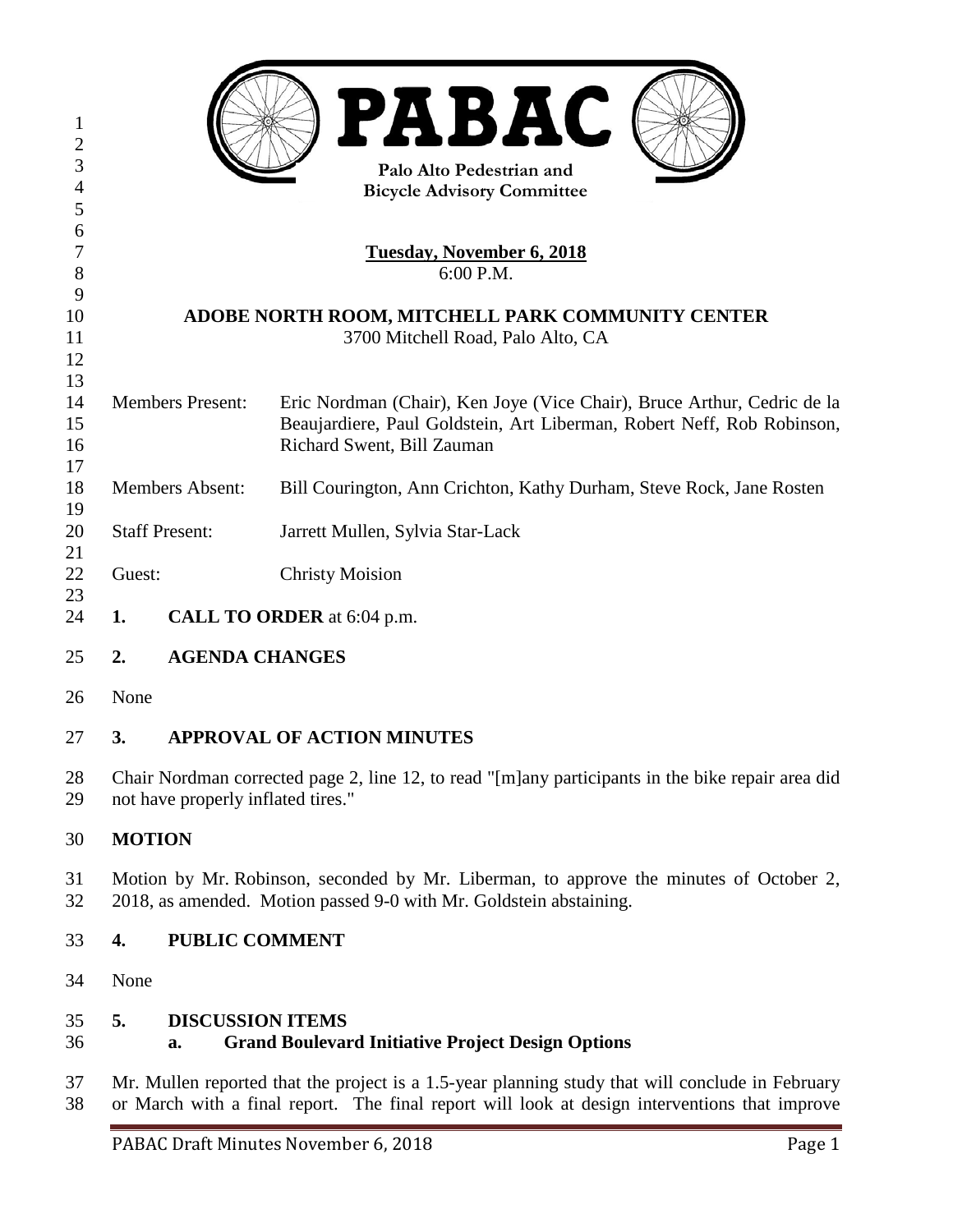# PABAC

Palo Alto Pedestrian and Bicycle Advisory Committee

**Tuesday, November 6, 2018**
6:00 P.M.

**ADOBE NORTH ROOM, MITCHELL PARK COMMUNITY CENTER**
3700 Mitchell Road, Palo Alto, CA

Members Present: Eric Nordman (Chair), Ken Joye (Vice Chair), Bruce Arthur, Cedric de la Beaujardiere, Paul Goldstein, Art Liberman, Robert Neff, Rob Robinson, Richard Swent, Bill Zauman

Members Absent: Bill Courington, Ann Crichton, Kathy Durham, Steve Rock, Jane Rosten

Staff Present: Jarrett Mullen, Sylvia Star-Lack

Guest: Christy Moision

## 1. CALL TO ORDER at 6:04 p.m.

## 2. AGENDA CHANGES

None

## 3. APPROVAL OF ACTION MINUTES

Chair Nordman corrected page 2, line 12, to read "[m]any participants in the bike repair area did not have properly inflated tires."

## MOTION

Motion by Mr. Robinson, seconded by Mr. Liberman, to approve the minutes of October 2, 2018, as amended. Motion passed 9-0 with Mr. Goldstein abstaining.

## 4. PUBLIC COMMENT

None

## 5. DISCUSSION ITEMS

### a. Grand Boulevard Initiative Project Design Options

Mr. Mullen reported that the project is a 1.5-year planning study that will conclude in February or March with a final report. The final report will look at design interventions that improve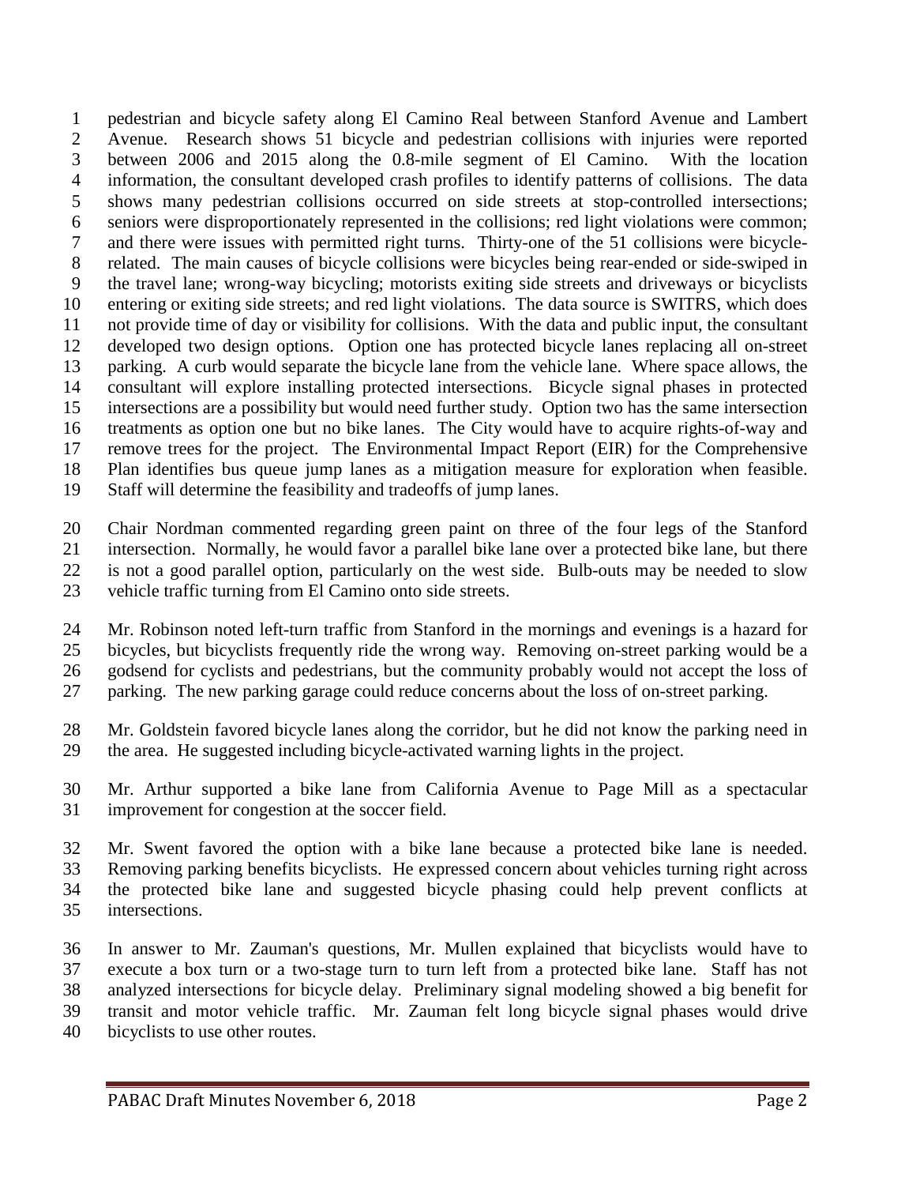pedestrian and bicycle safety along El Camino Real between Stanford Avenue and Lambert Avenue. Research shows 51 bicycle and pedestrian collisions with injuries were reported between 2006 and 2015 along the 0.8-mile segment of El Camino. With the location information, the consultant developed crash profiles to identify patterns of collisions. The data shows many pedestrian collisions occurred on side streets at stop-controlled intersections; seniors were disproportionately represented in the collisions; red light violations were common; and there were issues with permitted right turns. Thirty-one of the 51 collisions were bicycle-related. The main causes of bicycle collisions were bicycles being rear-ended or side-swiped in the travel lane; wrong-way bicycling; motorists exiting side streets and driveways or bicyclists entering or exiting side streets; and red light violations. The data source is SWITRS, which does not provide time of day or visibility for collisions. With the data and public input, the consultant developed two design options. Option one has protected bicycle lanes replacing all on-street parking. A curb would separate the bicycle lane from the vehicle lane. Where space allows, the consultant will explore installing protected intersections. Bicycle signal phases in protected intersections are a possibility but would need further study. Option two has the same intersection treatments as option one but no bike lanes. The City would have to acquire rights-of-way and remove trees for the project. The Environmental Impact Report (EIR) for the Comprehensive Plan identifies bus queue jump lanes as a mitigation measure for exploration when feasible. Staff will determine the feasibility and tradeoffs of jump lanes.

Chair Nordman commented regarding green paint on three of the four legs of the Stanford intersection. Normally, he would favor a parallel bike lane over a protected bike lane, but there is not a good parallel option, particularly on the west side. Bulb-outs may be needed to slow vehicle traffic turning from El Camino onto side streets.

Mr. Robinson noted left-turn traffic from Stanford in the mornings and evenings is a hazard for bicycles, but bicyclists frequently ride the wrong way. Removing on-street parking would be a godsend for cyclists and pedestrians, but the community probably would not accept the loss of parking. The new parking garage could reduce concerns about the loss of on-street parking.

Mr. Goldstein favored bicycle lanes along the corridor, but he did not know the parking need in the area. He suggested including bicycle-activated warning lights in the project.

Mr. Arthur supported a bike lane from California Avenue to Page Mill as a spectacular improvement for congestion at the soccer field.

Mr. Swent favored the option with a bike lane because a protected bike lane is needed. Removing parking benefits bicyclists. He expressed concern about vehicles turning right across the protected bike lane and suggested bicycle phasing could help prevent conflicts at intersections.

In answer to Mr. Zauman's questions, Mr. Mullen explained that bicyclists would have to execute a box turn or a two-stage turn to turn left from a protected bike lane. Staff has not analyzed intersections for bicycle delay. Preliminary signal modeling showed a big benefit for transit and motor vehicle traffic. Mr. Zauman felt long bicycle signal phases would drive bicyclists to use other routes.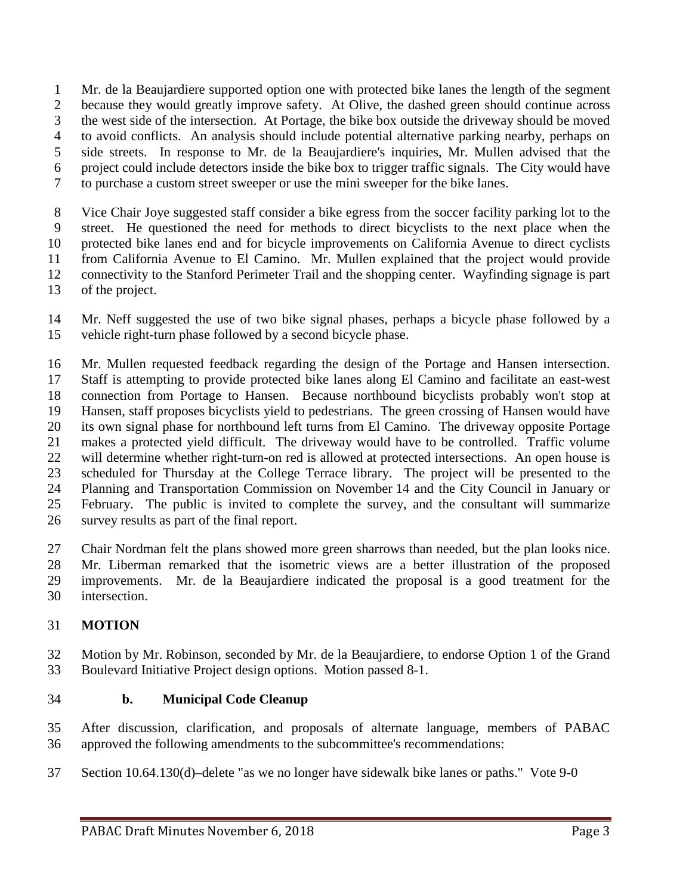Mr. de la Beaujardiere supported option one with protected bike lanes the length of the segment because they would greatly improve safety. At Olive, the dashed green should continue across the west side of the intersection. At Portage, the bike box outside the driveway should be moved to avoid conflicts. An analysis should include potential alternative parking nearby, perhaps on side streets. In response to Mr. de la Beaujardiere's inquiries, Mr. Mullen advised that the project could include detectors inside the bike box to trigger traffic signals. The City would have to purchase a custom street sweeper or use the mini sweeper for the bike lanes.

Vice Chair Joye suggested staff consider a bike egress from the soccer facility parking lot to the street. He questioned the need for methods to direct bicyclists to the next place when the protected bike lanes end and for bicycle improvements on California Avenue to direct cyclists from California Avenue to El Camino. Mr. Mullen explained that the project would provide connectivity to the Stanford Perimeter Trail and the shopping center. Wayfinding signage is part of the project.

Mr. Neff suggested the use of two bike signal phases, perhaps a bicycle phase followed by a vehicle right-turn phase followed by a second bicycle phase.

Mr. Mullen requested feedback regarding the design of the Portage and Hansen intersection. Staff is attempting to provide protected bike lanes along El Camino and facilitate an east-west connection from Portage to Hansen. Because northbound bicyclists probably won't stop at Hansen, staff proposes bicyclists yield to pedestrians. The green crossing of Hansen would have its own signal phase for northbound left turns from El Camino. The driveway opposite Portage makes a protected yield difficult. The driveway would have to be controlled. Traffic volume will determine whether right-turn-on red is allowed at protected intersections. An open house is scheduled for Thursday at the College Terrace library. The project will be presented to the Planning and Transportation Commission on November 14 and the City Council in January or February. The public is invited to complete the survey, and the consultant will summarize survey results as part of the final report.

Chair Nordman felt the plans showed more green sharrows than needed, but the plan looks nice. Mr. Liberman remarked that the isometric views are a better illustration of the proposed improvements. Mr. de la Beaujardiere indicated the proposal is a good treatment for the intersection.

**MOTION**

Motion by Mr. Robinson, seconded by Mr. de la Beaujardiere, to endorse Option 1 of the Grand Boulevard Initiative Project design options. Motion passed 8-1.

**b. Municipal Code Cleanup**

After discussion, clarification, and proposals of alternate language, members of PABAC approved the following amendments to the subcommittee's recommendations:

Section 10.64.130(d)–delete "as we no longer have sidewalk bike lanes or paths." Vote 9-0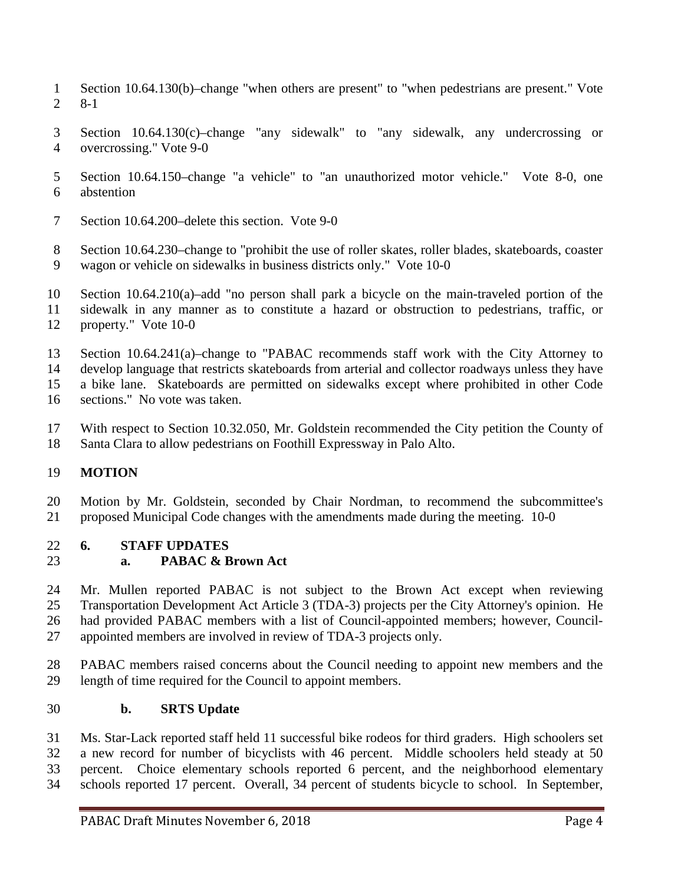Section 10.64.130(b)–change "when others are present" to "when pedestrians are present." Vote 8-1

Section 10.64.130(c)–change "any sidewalk" to "any sidewalk, any undercrossing or overcrossing." Vote 9-0

Section 10.64.150–change "a vehicle" to "an unauthorized motor vehicle." Vote 8-0, one abstention

Section 10.64.200–delete this section. Vote 9-0

Section 10.64.230–change to "prohibit the use of roller skates, roller blades, skateboards, coaster wagon or vehicle on sidewalks in business districts only." Vote 10-0

Section 10.64.210(a)–add "no person shall park a bicycle on the main-traveled portion of the sidewalk in any manner as to constitute a hazard or obstruction to pedestrians, traffic, or property." Vote 10-0

Section 10.64.241(a)–change to "PABAC recommends staff work with the City Attorney to develop language that restricts skateboards from arterial and collector roadways unless they have a bike lane. Skateboards are permitted on sidewalks except where prohibited in other Code sections." No vote was taken.

With respect to Section 10.32.050, Mr. Goldstein recommended the City petition the County of Santa Clara to allow pedestrians on Foothill Expressway in Palo Alto.

**MOTION**

Motion by Mr. Goldstein, seconded by Chair Nordman, to recommend the subcommittee's proposed Municipal Code changes with the amendments made during the meeting. 10-0

## 6. STAFF UPDATES

### a. PABAC & Brown Act

Mr. Mullen reported PABAC is not subject to the Brown Act except when reviewing Transportation Development Act Article 3 (TDA-3) projects per the City Attorney's opinion. He had provided PABAC members with a list of Council-appointed members; however, Council-appointed members are involved in review of TDA-3 projects only.

PABAC members raised concerns about the Council needing to appoint new members and the length of time required for the Council to appoint members.

### b. SRTS Update

Ms. Star-Lack reported staff held 11 successful bike rodeos for third graders. High schoolers set a new record for number of bicyclists with 46 percent. Middle schoolers held steady at 50 percent. Choice elementary schools reported 6 percent, and the neighborhood elementary schools reported 17 percent. Overall, 34 percent of students bicycle to school. In September,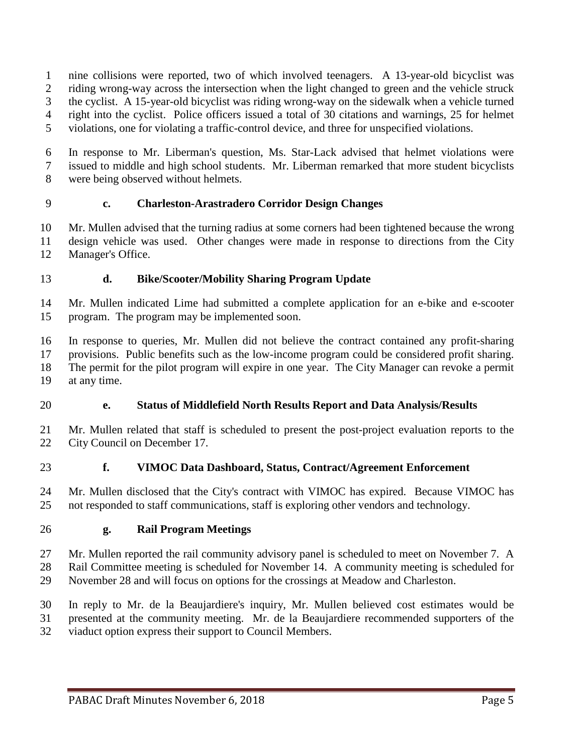nine collisions were reported, two of which involved teenagers. A 13-year-old bicyclist was riding wrong-way across the intersection when the light changed to green and the vehicle struck the cyclist. A 15-year-old bicyclist was riding wrong-way on the sidewalk when a vehicle turned right into the cyclist. Police officers issued a total of 30 citations and warnings, 25 for helmet violations, one for violating a traffic-control device, and three for unspecified violations.

In response to Mr. Liberman's question, Ms. Star-Lack advised that helmet violations were issued to middle and high school students. Mr. Liberman remarked that more student bicyclists were being observed without helmets.

**c. Charleston-Arastradero Corridor Design Changes**

Mr. Mullen advised that the turning radius at some corners had been tightened because the wrong design vehicle was used. Other changes were made in response to directions from the City Manager's Office.

**d. Bike/Scooter/Mobility Sharing Program Update**

Mr. Mullen indicated Lime had submitted a complete application for an e-bike and e-scooter program. The program may be implemented soon.

In response to queries, Mr. Mullen did not believe the contract contained any profit-sharing provisions. Public benefits such as the low-income program could be considered profit sharing. The permit for the pilot program will expire in one year. The City Manager can revoke a permit at any time.

**e. Status of Middlefield North Results Report and Data Analysis/Results**

Mr. Mullen related that staff is scheduled to present the post-project evaluation reports to the City Council on December 17.

**f. VIMOC Data Dashboard, Status, Contract/Agreement Enforcement**

Mr. Mullen disclosed that the City's contract with VIMOC has expired. Because VIMOC has not responded to staff communications, staff is exploring other vendors and technology.

**g. Rail Program Meetings**

Mr. Mullen reported the rail community advisory panel is scheduled to meet on November 7. A Rail Committee meeting is scheduled for November 14. A community meeting is scheduled for November 28 and will focus on options for the crossings at Meadow and Charleston.

In reply to Mr. de la Beaujardiere's inquiry, Mr. Mullen believed cost estimates would be presented at the community meeting. Mr. de la Beaujardiere recommended supporters of the viaduct option express their support to Council Members.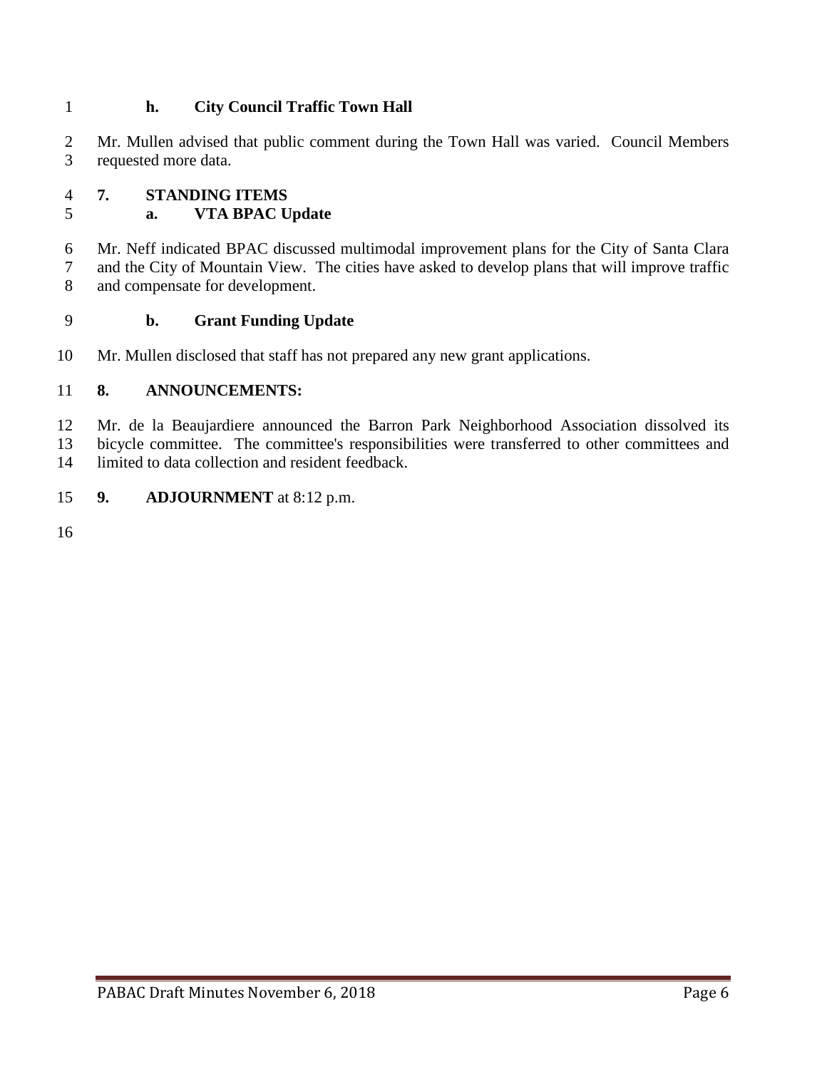**h. City Council Traffic Town Hall**

Mr. Mullen advised that public comment during the Town Hall was varied. Council Members requested more data.

## 7. STANDING ITEMS

**a. VTA BPAC Update**

Mr. Neff indicated BPAC discussed multimodal improvement plans for the City of Santa Clara and the City of Mountain View. The cities have asked to develop plans that will improve traffic and compensate for development.

**b. Grant Funding Update**

Mr. Mullen disclosed that staff has not prepared any new grant applications.

## 8. ANNOUNCEMENTS:

Mr. de la Beaujardiere announced the Barron Park Neighborhood Association dissolved its bicycle committee. The committee's responsibilities were transferred to other committees and limited to data collection and resident feedback.

## 9. ADJOURNMENT at 8:12 p.m.